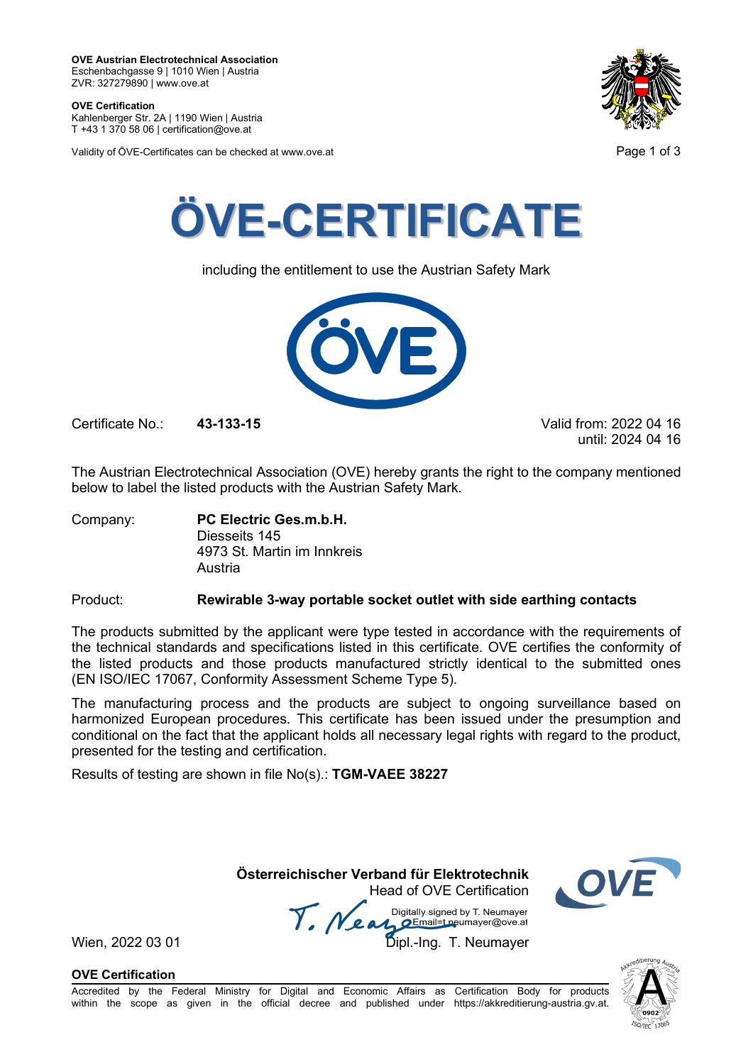**OVE Austrian Electrotechnical Association**
Eschenbachgasse 9 | 1010 Wien | Austria
ZVR: 327279890 | www.ove.at

**OVE Certification**
Kahlenberger Str. 2A | 1190 Wien | Austria
T +43 1 370 58 06 | certification@ove.at

Validity of ÖVE-Certificates can be checked at www.ove.at

# ÖVE-CERTIFICATE

including the entitlement to use the Austrian Safety Mark

Certificate No.: **43-133-15**

Valid from: 2022 04 16
until: 2024 04 16

The Austrian Electrotechnical Association (OVE) hereby grants the right to the company mentioned below to label the listed products with the Austrian Safety Mark.

Company: **PC Electric Ges.m.b.H.**
Diesseits 145
4973 St. Martin im Innkreis
Austria

Product: **Rewirable 3-way portable socket outlet with side earthing contacts**

The products submitted by the applicant were type tested in accordance with the requirements of the technical standards and specifications listed in this certificate. OVE certifies the conformity of the listed products and those products manufactured strictly identical to the submitted ones (EN ISO/IEC 17067, Conformity Assessment Scheme Type 5).

The manufacturing process and the products are subject to ongoing surveillance based on harmonized European procedures. This certificate has been issued under the presumption and conditional on the fact that the applicant holds all necessary legal rights with regard to the product, presented for the testing and certification.

Results of testing are shown in file No(s).: **TGM-VAEE 38227**

**Österreichischer Verband für Elektrotechnik**
Head of OVE Certification

Digitally signed by T. Neumayer
Email=t.neumayer@ove.at

Wien, 2022 03 01

Dipl.-Ing. T. Neumayer

**OVE Certification**

Accredited by the Federal Ministry for Digital and Economic Affairs as Certification Body for products within the scope as given in the official decree and published under https://akkreditierung-austria.gv.at.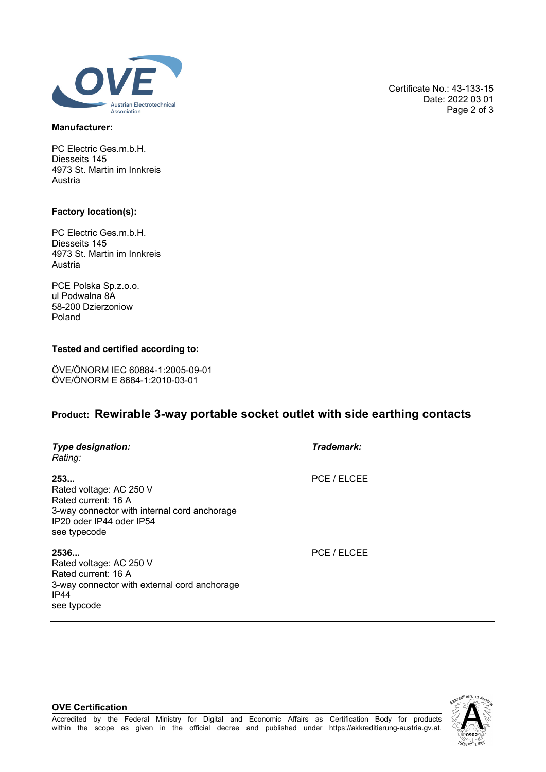Certificate No.: 43-133-15
Date: 2022 03 01

**Manufacturer:**

PC Electric Ges.m.b.H.
Diesseits 145
4973 St. Martin im Innkreis
Austria

**Factory location(s):**

PC Electric Ges.m.b.H.
Diesseits 145
4973 St. Martin im Innkreis
Austria

PCE Polska Sp.z.o.o.
ul Podwalna 8A
58-200 Dzierzoniow
Poland

**Tested and certified according to:**

ÖVE/ÖNORM IEC 60884-1:2005-09-01
ÖVE/ÖNORM E 8684-1:2010-03-01

## Product: Rewirable 3-way portable socket outlet with side earthing contacts

| ***Type designation:*** *Rating:* | ***Trademark:*** |
|---|---|
| **253...** Rated voltage: AC 250 V Rated current: 16 A 3-way connector with internal cord anchorage IP20 oder IP44 oder IP54 see typecode | PCE / ELCEE |
| **2536...** Rated voltage: AC 250 V Rated current: 16 A 3-way connector with external cord anchorage IP44 see typcode | PCE / ELCEE |

**OVE Certification**

Accredited by the Federal Ministry for Digital and Economic Affairs as Certification Body for products within the scope as given in the official decree and published under https://akkreditierung-austria.gv.at.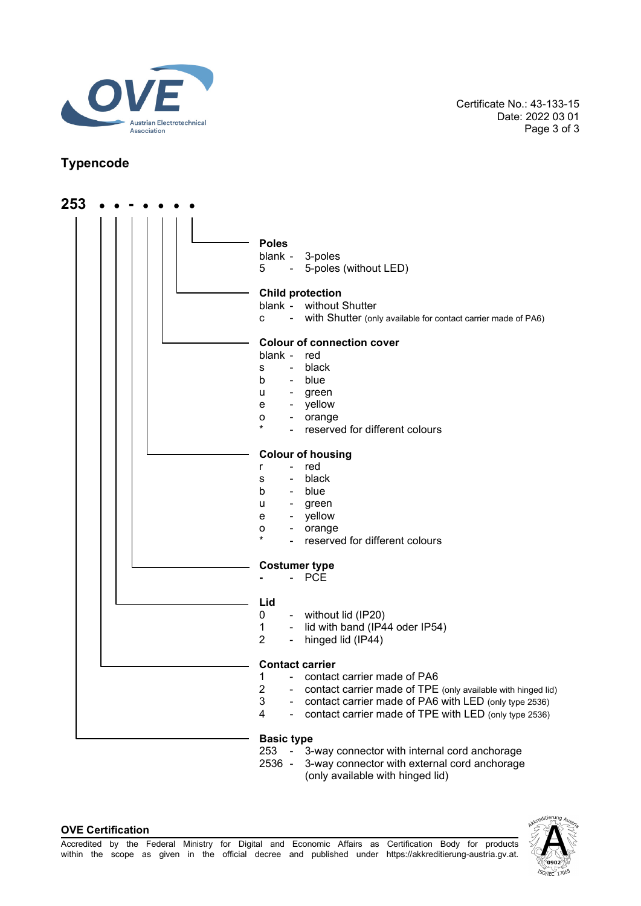Certificate No.: 43-133-15
Date: 2022 03 01

## Typencode

**253 • • - • • • •**

**Poles**
blank - 3-poles
5 - 5-poles (without LED)

**Child protection**
blank - without Shutter
c - with Shutter (only available for contact carrier made of PA6)

**Colour of connection cover**
blank - red
s - black
b - blue
u - green
e - yellow
o - orange
* - reserved for different colours

**Colour of housing**
r - red
s - black
b - blue
u - green
e - yellow
o - orange
* - reserved for different colours

**Costumer type**
**-** - PCE

**Lid**
0 - without lid (IP20)
1 - lid with band (IP44 oder IP54)
2 - hinged lid (IP44)

**Contact carrier**
1 - contact carrier made of PA6
2 - contact carrier made of TPE (only available with hinged lid)
3 - contact carrier made of PA6 with LED (only type 2536)
4 - contact carrier made of TPE with LED (only type 2536)

**Basic type**
253 - 3-way connector with internal cord anchorage
2536 - 3-way connector with external cord anchorage (only available with hinged lid)

**OVE Certification**

Accredited by the Federal Ministry for Digital and Economic Affairs as Certification Body for products within the scope as given in the official decree and published under https://akkreditierung-austria.gv.at.